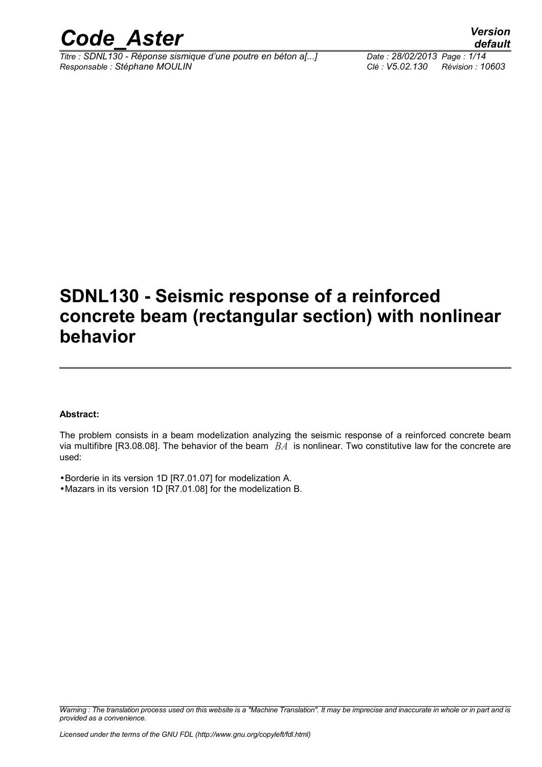# SDNL130 - Seismic response of a reinforced concrete beam (rectangular section) with nonlinear behavior

**Abstract:**

The problem consists in a beam modelization analyzing the seismic response of a reinforced concrete beam via multifibre [R3.08.08]. The behavior of the beam $BA$ is nonlinear. Two constitutive law for the concrete are used:

- Borderie in its version 1D [R7.01.07] for modelization A.
- Mazars in its version 1D [R7.01.08] for the modelization B.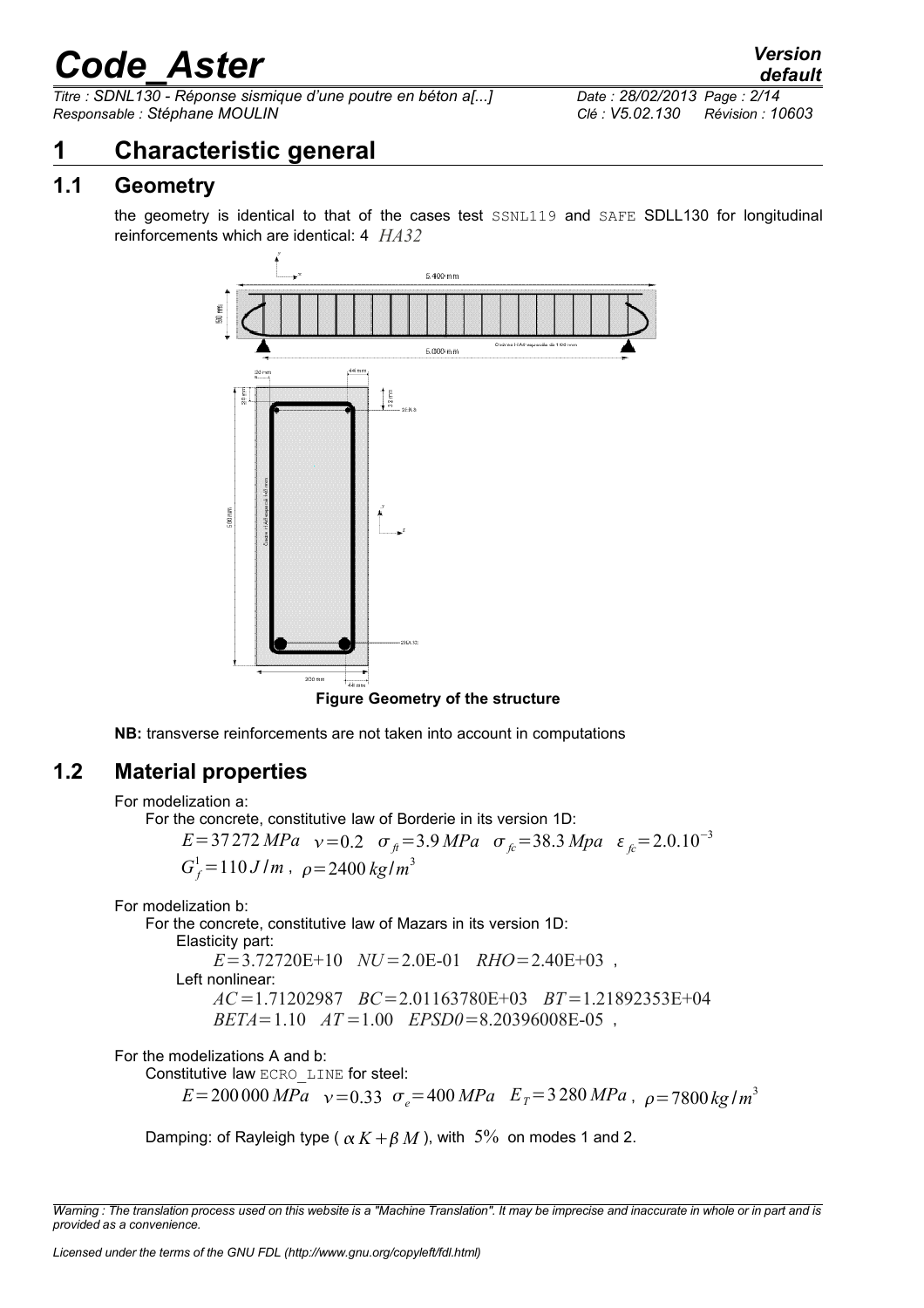# 1 Characteristic general

## 1.1 Geometry

the geometry is identical to that of the cases test SSNL119 and SAFE SDLL130 for longitudinal reinforcements which are identical: 4 $HA32$

**Figure Geometry of the structure**

**NB:** transverse reinforcements are not taken into account in computations

## 1.2 Material properties

For modelization a:

For the concrete, constitutive law of Borderie in its version 1D:

$E=37272\,MPa \quad \nu=0.2 \quad \sigma_{ft}=3.9\,MPa \quad \sigma_{fc}=38.3\,Mpa \quad \varepsilon_{fc}=2.0.10^{-3}$

$G_f^1=110\,J/m$ , $\rho=2400\,kg/m^3$

For modelization b:

For the concrete, constitutive law of Mazars in its version 1D:

Elasticity part:

$E=3.72720\text{E}+10 \quad NU=2.0\text{E-}01 \quad RHO=2.40\text{E}+03$ ,

Left nonlinear:

$AC=1.71202987 \quad BC=2.01163780\text{E}+03 \quad BT=1.21892353\text{E}+04$

$BETA=1.10 \quad AT=1.00 \quad EPSD0=8.20396008\text{E-}05$ ,

For the modelizations A and b:

Constitutive law ECRO_LINE for steel:

$E=200\,000\,MPa \quad \nu=0.33 \quad \sigma_e=400\,MPa \quad E_T=3\,280\,MPa$ , $\rho=7800\,kg/m^3$

Damping: of Rayleigh type ( $\alpha K+\beta M$ ), with $5\%$ on modes 1 and 2.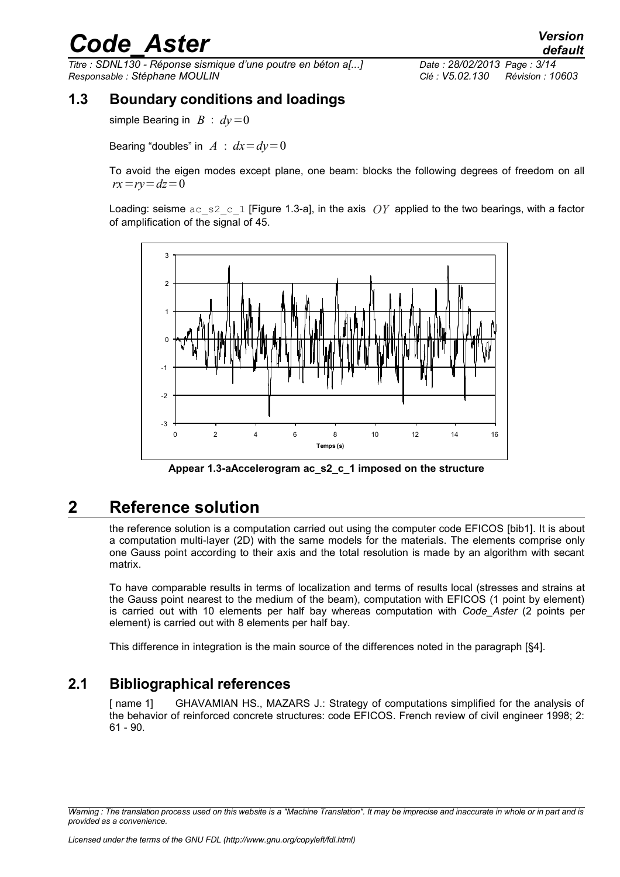## 1.3 Boundary conditions and loadings

simple Bearing in $B$ : $dy=0$

Bearing "doubles" in $A$ : $dx=dy=0$

To avoid the eigen modes except plane, one beam: blocks the following degrees of freedom on all $rx=ry=dz=0$

Loading: seisme `ac_s2_c_1` [Figure 1.3-a], in the axis $OY$ applied to the two bearings, with a factor of amplification of the signal of 45.

**Appear 1.3-aAccelerogram ac_s2_c_1 imposed on the structure**

# 2 Reference solution

the reference solution is a computation carried out using the computer code EFICOS [bib1]. It is about a computation multi-layer (2D) with the same models for the materials. The elements comprise only one Gauss point according to their axis and the total resolution is made by an algorithm with secant matrix.

To have comparable results in terms of localization and terms of results local (stresses and strains at the Gauss point nearest to the medium of the beam), computation with EFICOS (1 point by element) is carried out with 10 elements per half bay whereas computation with *Code_Aster* (2 points per element) is carried out with 8 elements per half bay.

This difference in integration is the main source of the differences noted in the paragraph [§4].

## 2.1 Bibliographical references

[ name 1] GHAVAMIAN HS., MAZARS J.: Strategy of computations simplified for the analysis of the behavior of reinforced concrete structures: code EFICOS. French review of civil engineer 1998; 2: 61 - 90.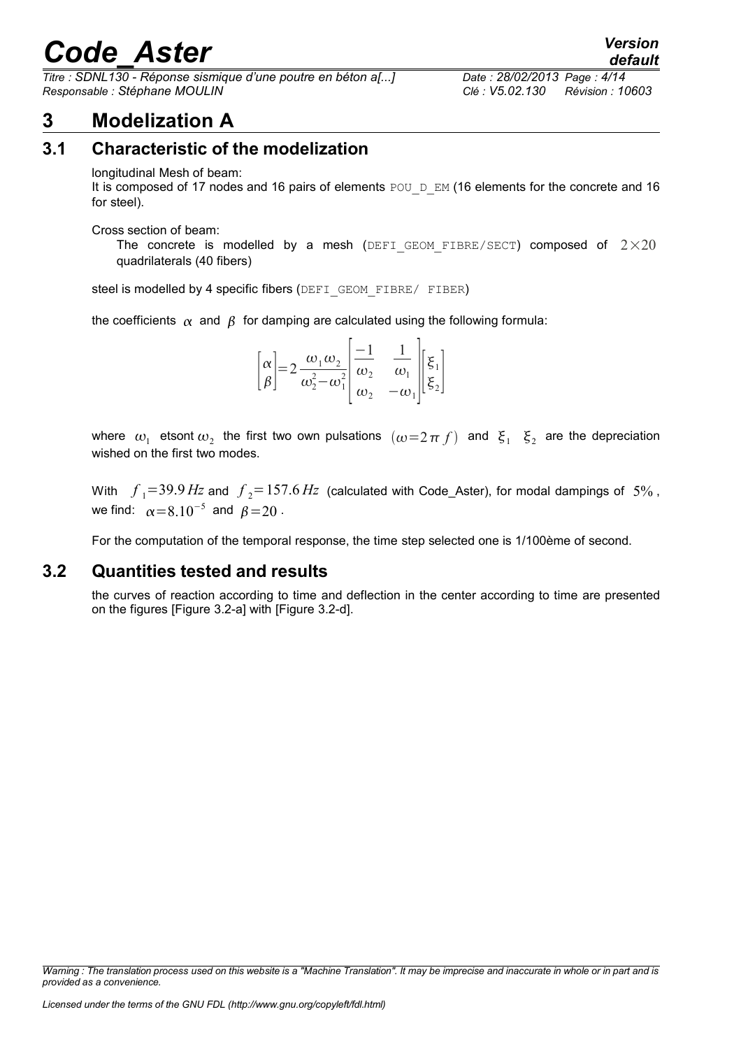# 3 Modelization A

## 3.1 Characteristic of the modelization

longitudinal Mesh of beam:
It is composed of 17 nodes and 16 pairs of elements POU_D_EM (16 elements for the concrete and 16 for steel).

Cross section of beam:

The concrete is modelled by a mesh (DEFI_GEOM_FIBRE/SECT) composed of $2 \times 20$ quadrilaterals (40 fibers)

steel is modelled by 4 specific fibers (DEFI_GEOM_FIBRE/ FIBER)

the coefficients $\alpha$ and $\beta$ for damping are calculated using the following formula:

$$\begin{bmatrix} \alpha \\ \beta \end{bmatrix} = 2 \frac{\omega_1 \omega_2}{\omega_2^2 - \omega_1^2} \begin{bmatrix} \frac{-1}{\omega_2} & \frac{1}{\omega_1} \\ \omega_2 & -\omega_1 \end{bmatrix} \begin{bmatrix} \xi_1 \\ \xi_2 \end{bmatrix}$$

where $\omega_1$ etsont $\omega_2$ the first two own pulsations $(\omega = 2\pi f)$ and $\xi_1$ $\xi_2$ are the depreciation wished on the first two modes.

With $f_1 = 39.9\,Hz$ and $f_2 = 157.6\,Hz$ (calculated with Code_Aster), for modal dampings of $5\%$, we find: $\alpha = 8.10^{-5}$ and $\beta = 20$.

For the computation of the temporal response, the time step selected one is 1/100ème of second.

## 3.2 Quantities tested and results

the curves of reaction according to time and deflection in the center according to time are presented on the figures [Figure 3.2-a] with [Figure 3.2-d].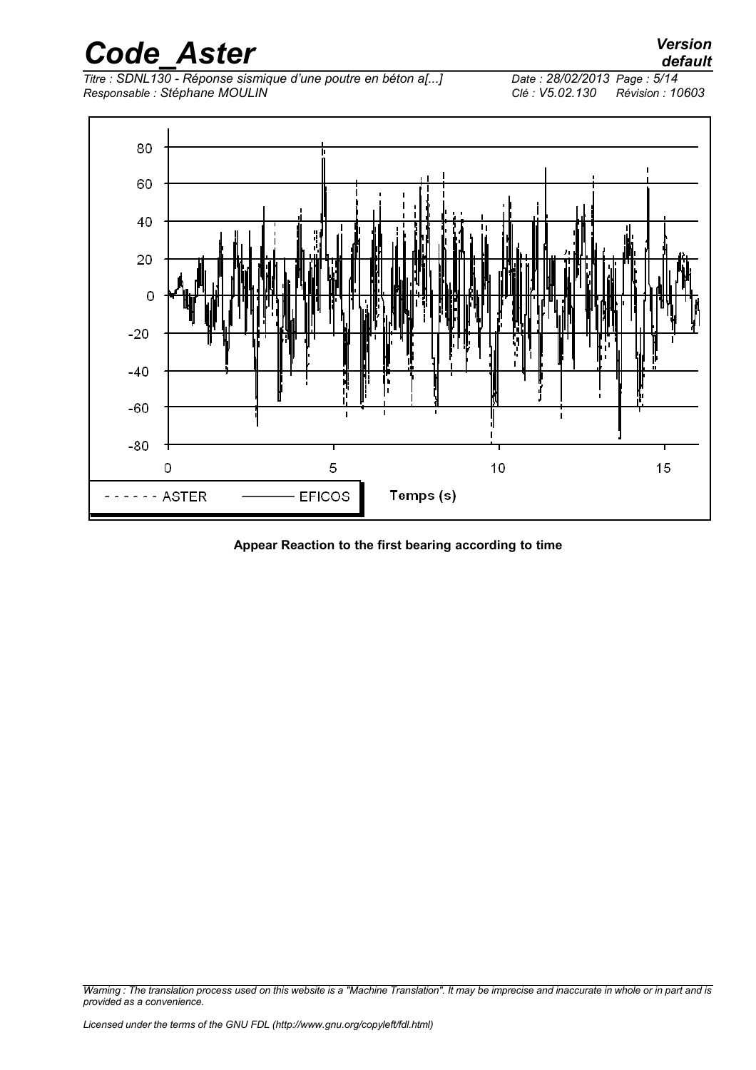**Appear Reaction to the first bearing according to time**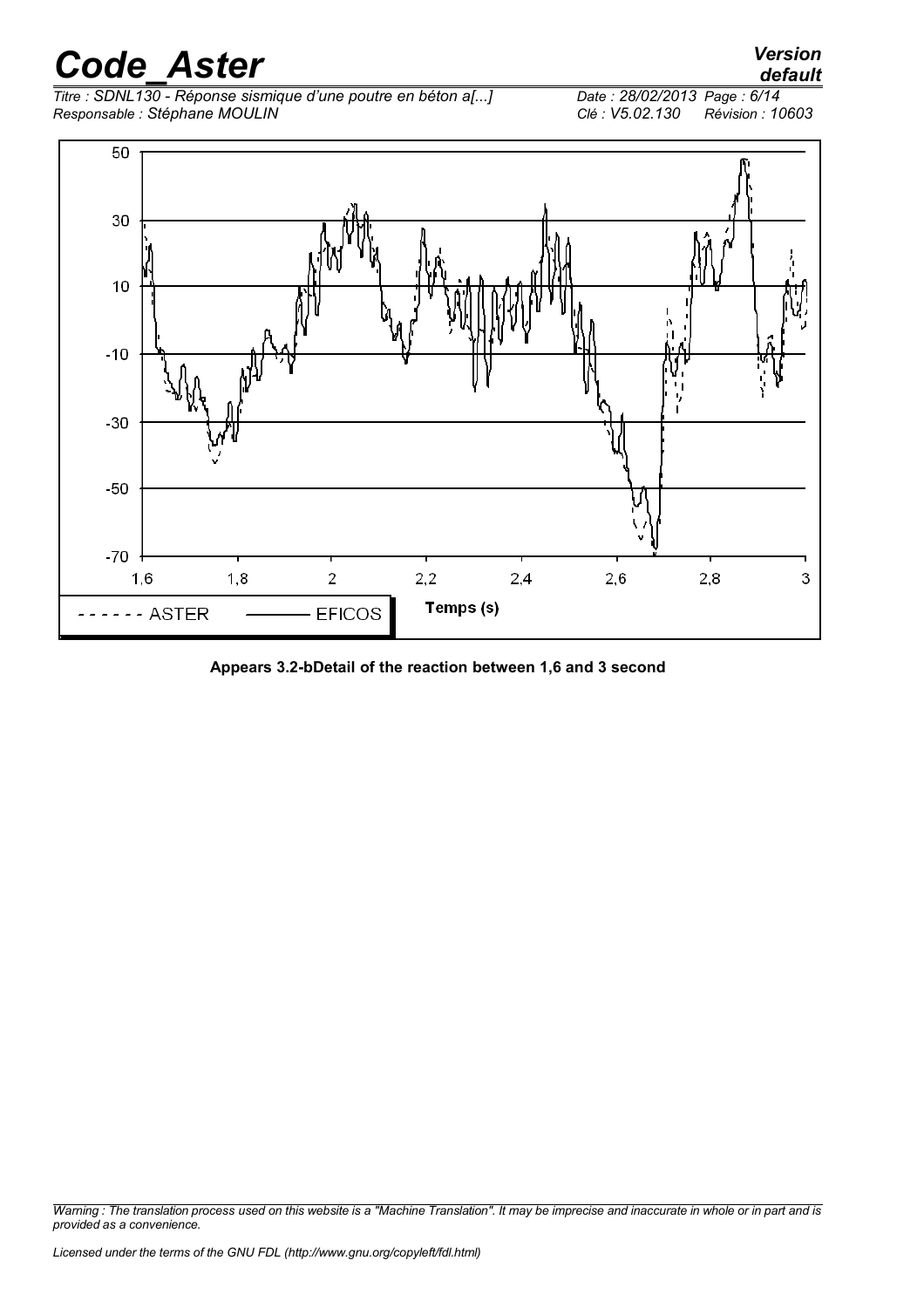Appears 3.2-bDetail of the reaction between 1,6 and 3 second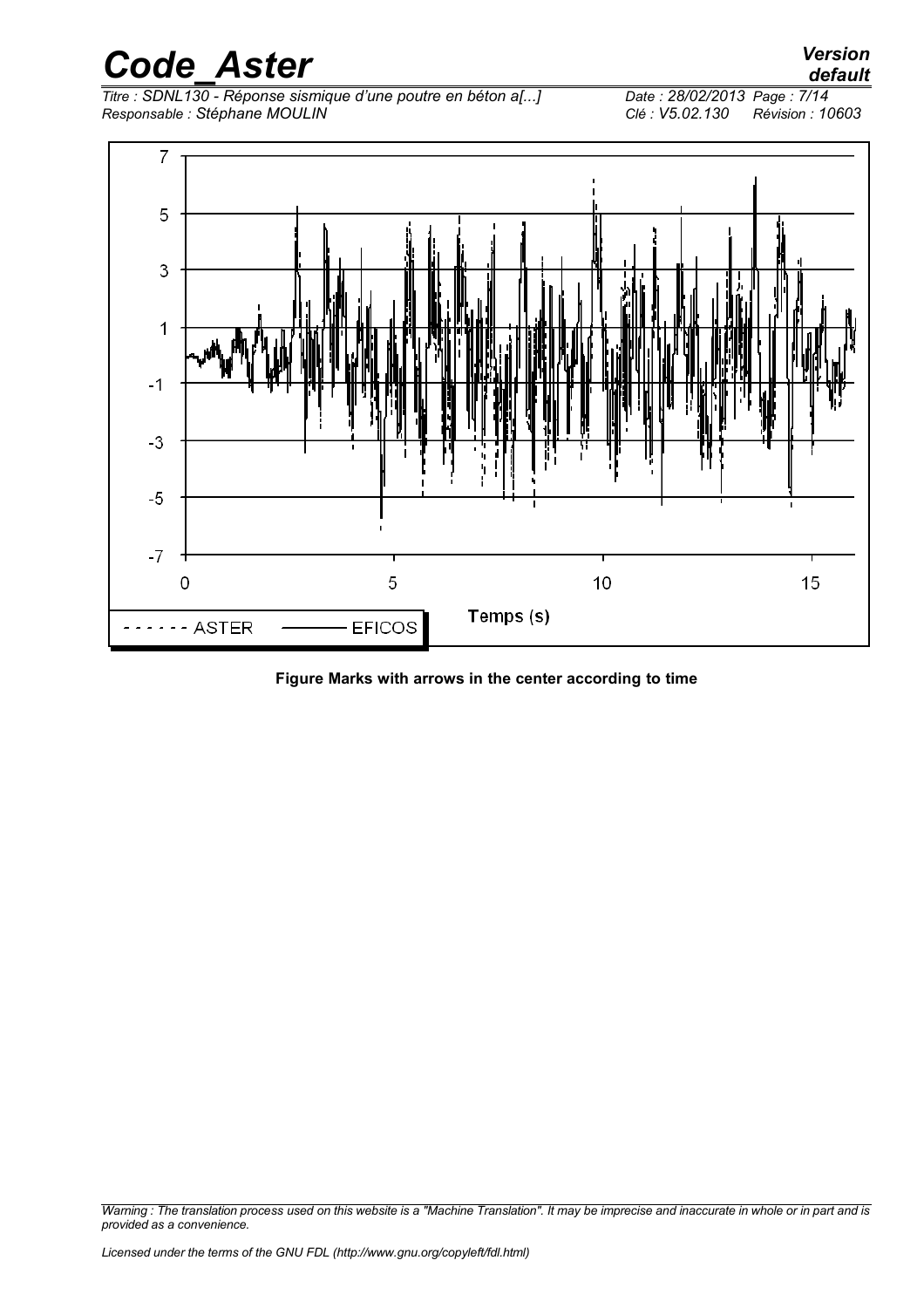**Figure Marks with arrows in the center according to time**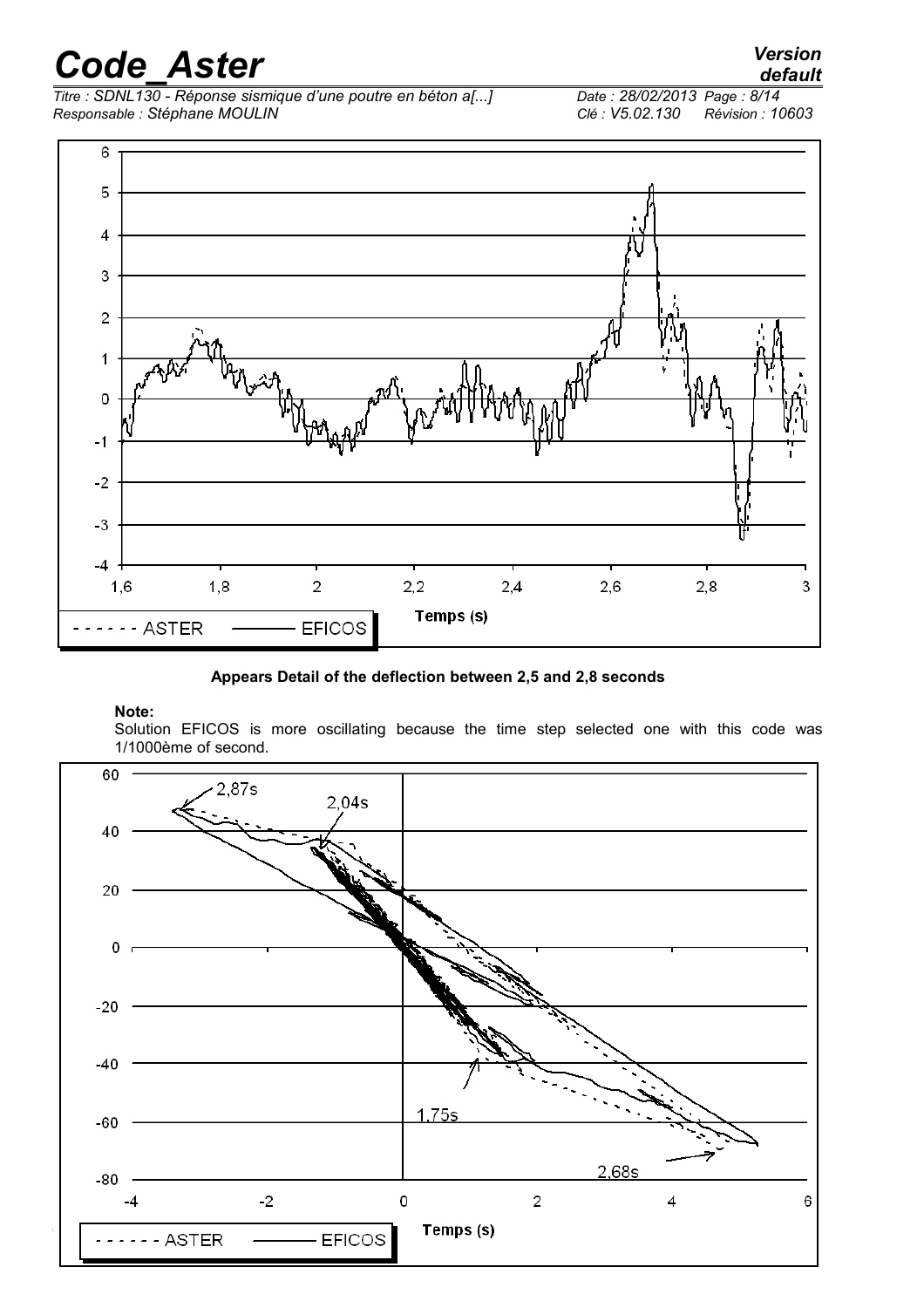Appears Detail of the deflection between 2,5 and 2,8 seconds

**Note:**

Solution EFICOS is more oscillating because the time step selected one with this code was 1/1000ème of second.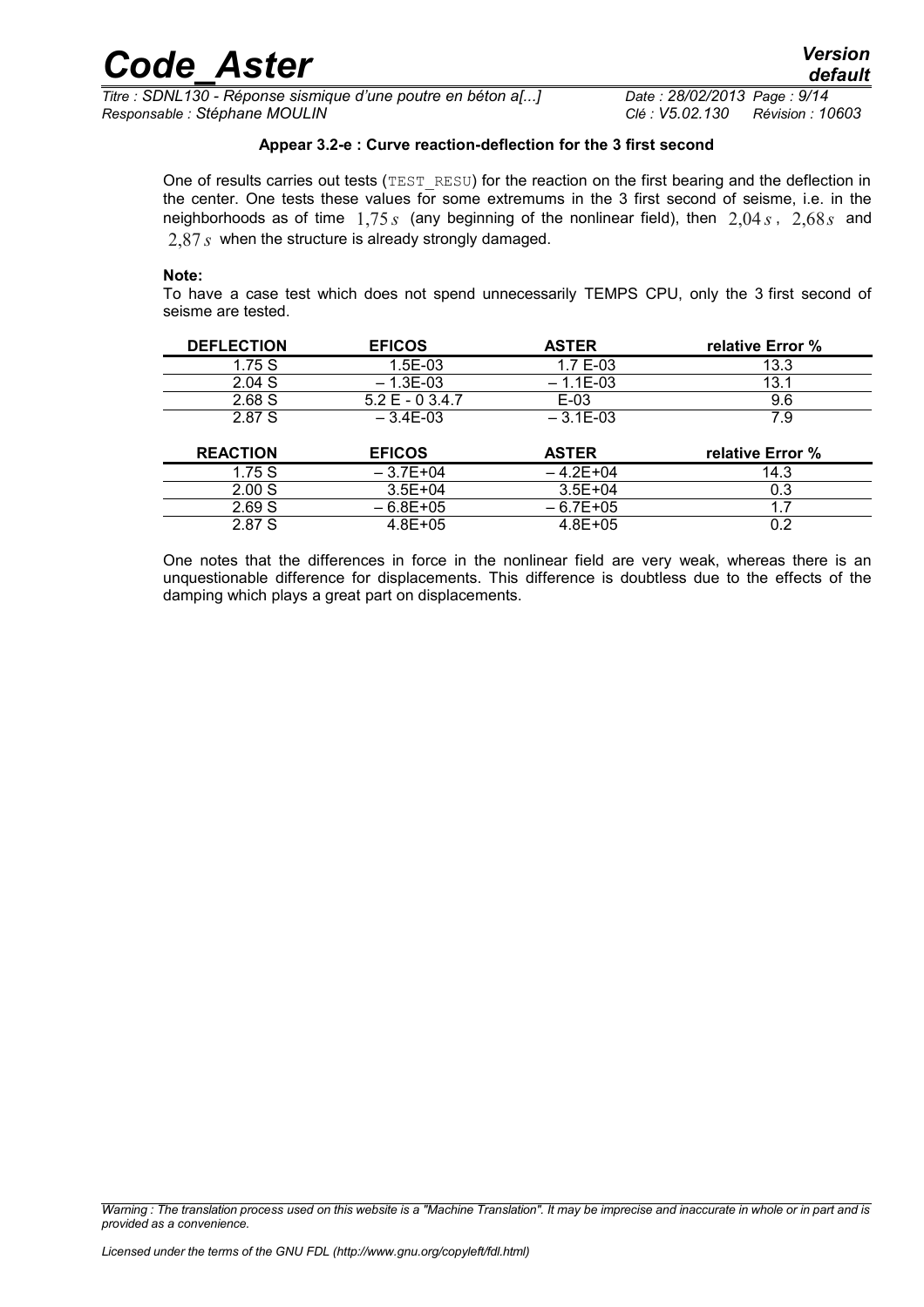**Appear 3.2-e : Curve reaction-deflection for the 3 first second**

One of results carries out tests (TEST_RESU) for the reaction on the first bearing and the deflection in the center. One tests these values for some extremums in the 3 first second of seisme, i.e. in the neighborhoods as of time $1{,}75\,s$ (any beginning of the nonlinear field), then $2{,}04\,s$, $2{,}68\,s$ and $2{,}87\,s$ when the structure is already strongly damaged.

**Note:**

To have a case test which does not spend unnecessarily TEMPS CPU, only the 3 first second of seisme are tested.

| DEFLECTION | EFICOS | ASTER | relative Error % |
|---|---|---|---|
| 1.75 S | 1.5E-03 | 1.7 E-03 | 13.3 |
| 2.04 S | – 1.3E-03 | – 1.1E-03 | 13.1 |
| 2.68 S | 5.2 E - 0 3.4.7 | E-03 | 9.6 |
| 2.87 S | – 3.4E-03 | – 3.1E-03 | 7.9 |

| REACTION | EFICOS | ASTER | relative Error % |
|---|---|---|---|
| 1.75 S | – 3.7E+04 | – 4.2E+04 | 14.3 |
| 2.00 S | 3.5E+04 | 3.5E+04 | 0.3 |
| 2.69 S | – 6.8E+05 | – 6.7E+05 | 1.7 |
| 2.87 S | 4.8E+05 | 4.8E+05 | 0.2 |

One notes that the differences in force in the nonlinear field are very weak, whereas there is an unquestionable difference for displacements. This difference is doubtless due to the effects of the damping which plays a great part on displacements.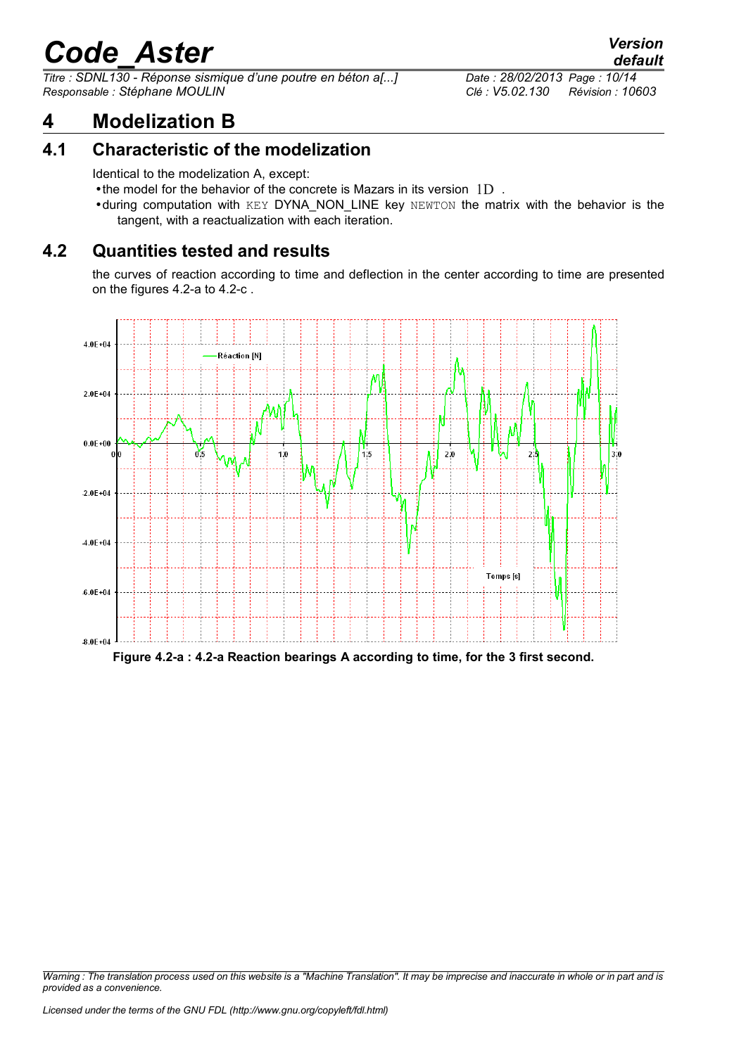# 4 Modelization B

## 4.1 Characteristic of the modelization

Identical to the modelization A, except:

- the model for the behavior of the concrete is Mazars in its version $1D$ .
- during computation with KEY DYNA_NON_LINE key NEWTON the matrix with the behavior is the tangent, with a reactualization with each iteration.

## 4.2 Quantities tested and results

the curves of reaction according to time and deflection in the center according to time are presented on the figures 4.2-a to 4.2-c .

**Figure 4.2-a : 4.2-a Reaction bearings A according to time, for the 3 first second.**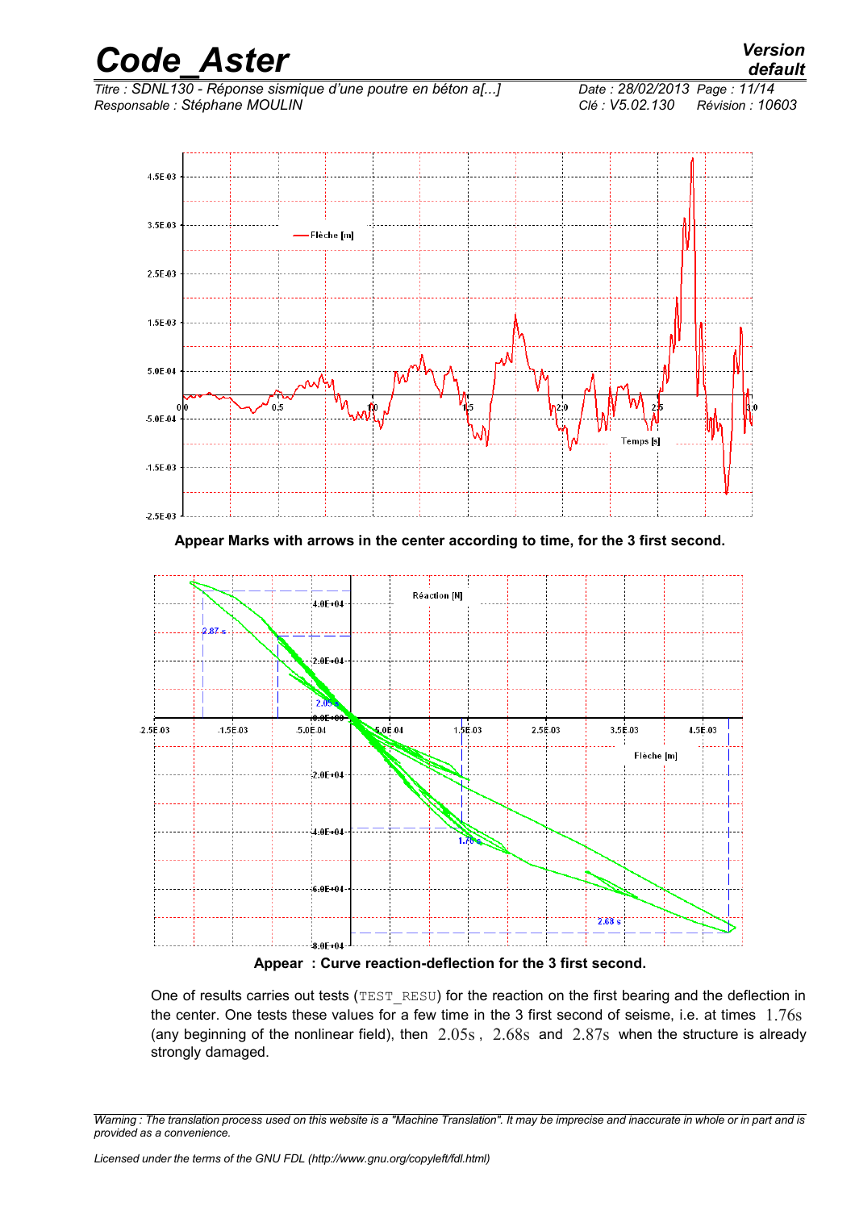Appear Marks with arrows in the center according to time, for the 3 first second.

Appear : Curve reaction-deflection for the 3 first second.

One of results carries out tests (`TEST_RESU`) for the reaction on the first bearing and the deflection in the center. One tests these values for a few time in the 3 first second of seisme, i.e. at times $1.76s$ (any beginning of the nonlinear field), then $2.05s$, $2.68s$ and $2.87s$ when the structure is already strongly damaged.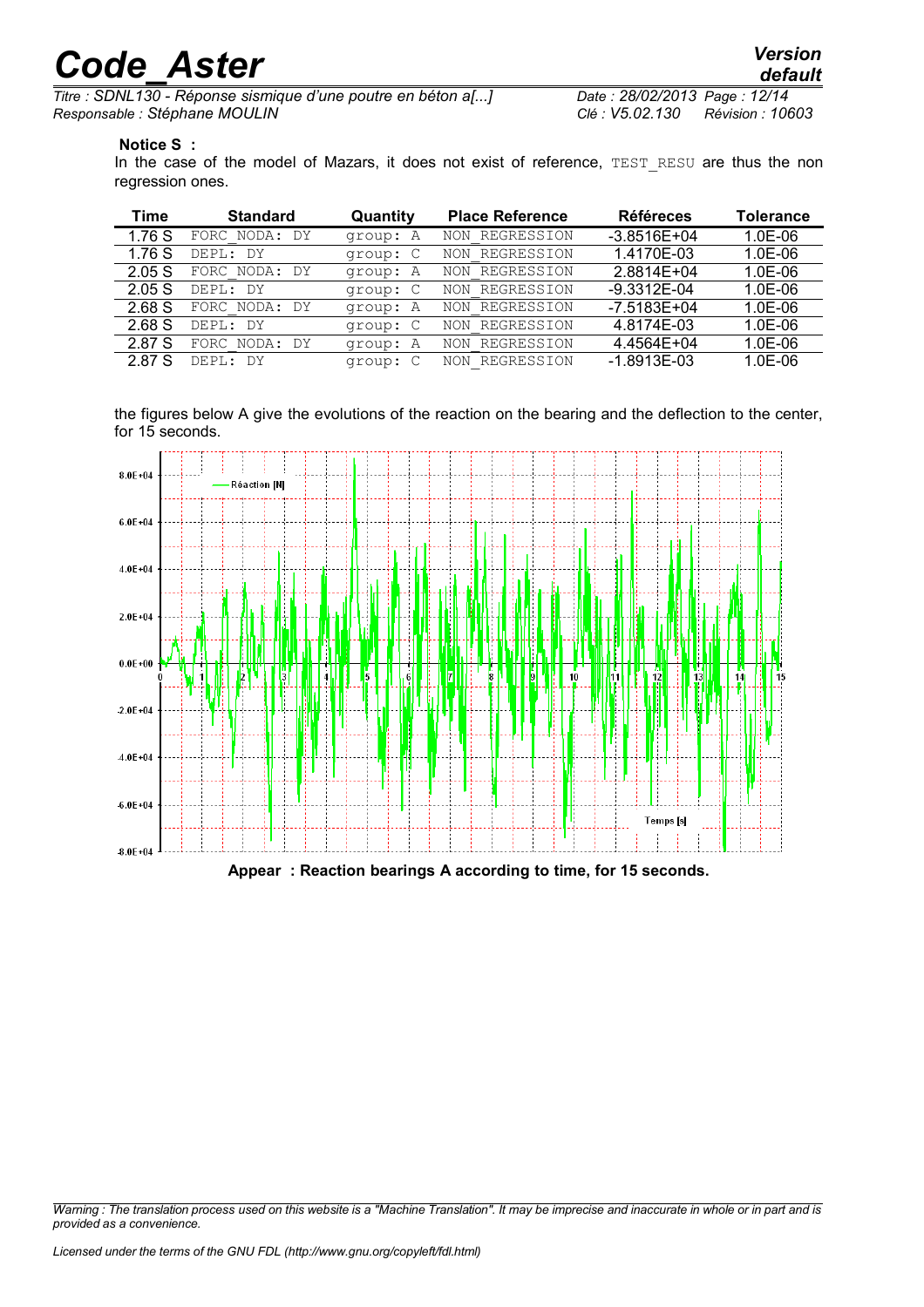**Notice S :**

In the case of the model of Mazars, it does not exist of reference, `TEST_RESU` are thus the non regression ones.

| Time | Standard | Quantity | Place Reference | Références | Tolerance |
|---|---|---|---|---|---|
| 1.76 S | FORC_NODA: DY | group: A | NON_REGRESSION | -3.8516E+04 | 1.0E-06 |
| 1.76 S | DEPL: DY | group: C | NON_REGRESSION | 1.4170E-03 | 1.0E-06 |
| 2.05 S | FORC_NODA: DY | group: A | NON_REGRESSION | 2.8814E+04 | 1.0E-06 |
| 2.05 S | DEPL: DY | group: C | NON_REGRESSION | -9.3312E-04 | 1.0E-06 |
| 2.68 S | FORC_NODA: DY | group: A | NON_REGRESSION | -7.5183E+04 | 1.0E-06 |
| 2.68 S | DEPL: DY | group: C | NON_REGRESSION | 4.8174E-03 | 1.0E-06 |
| 2.87 S | FORC_NODA: DY | group: A | NON_REGRESSION | 4.4564E+04 | 1.0E-06 |
| 2.87 S | DEPL: DY | group: C | NON_REGRESSION | -1.8913E-03 | 1.0E-06 |

the figures below A give the evolutions of the reaction on the bearing and the deflection to the center, for 15 seconds.

**Appear : Reaction bearings A according to time, for 15 seconds.**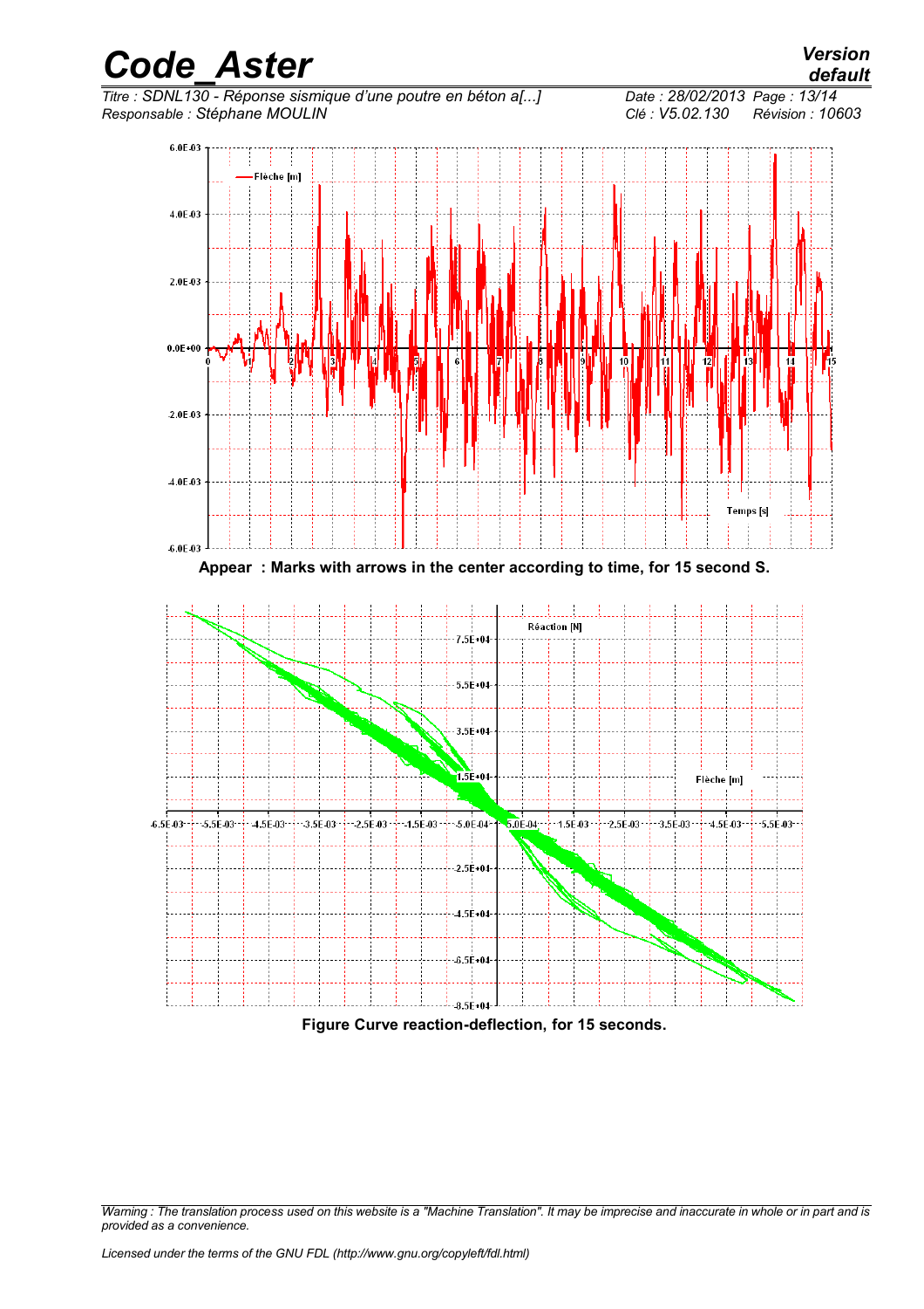Appear : Marks with arrows in the center according to time, for 15 second S.

Figure Curve reaction-deflection, for 15 seconds.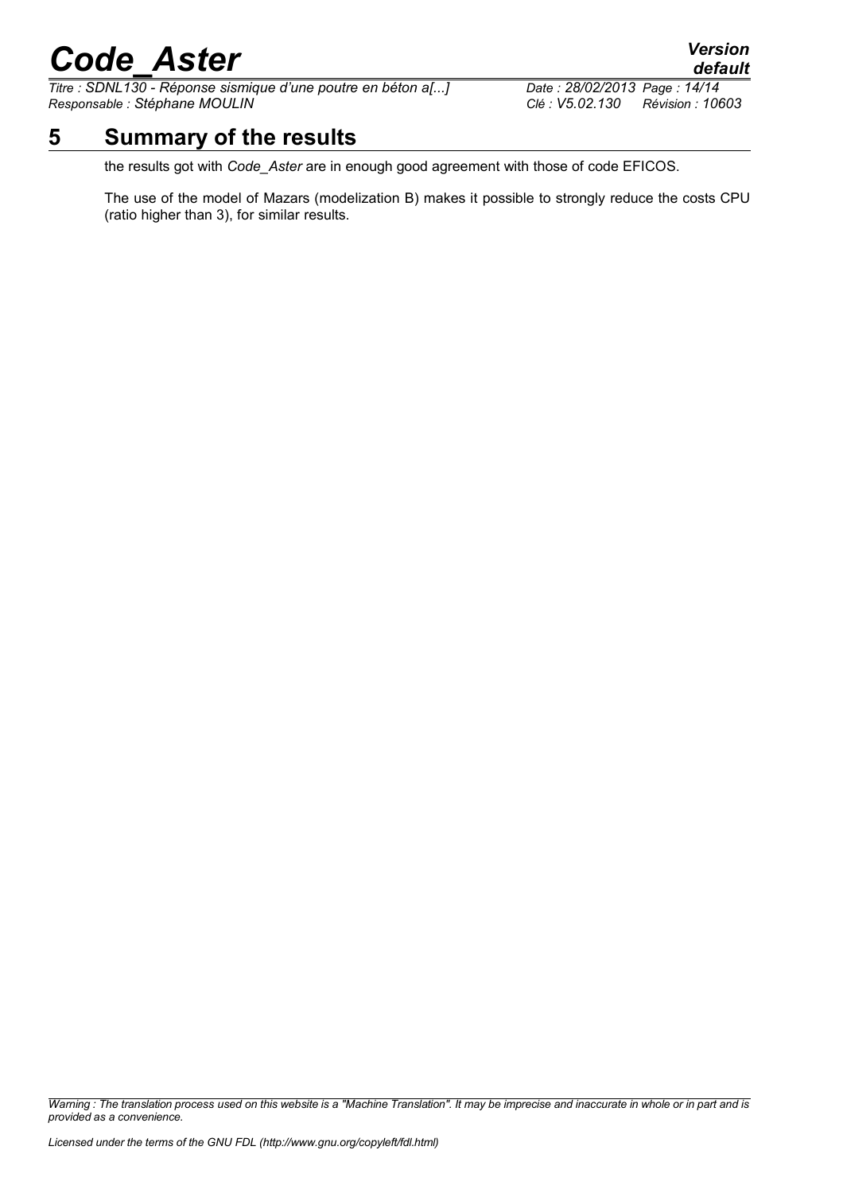# 5 Summary of the results

the results got with *Code_Aster* are in enough good agreement with those of code EFICOS.

The use of the model of Mazars (modelization B) makes it possible to strongly reduce the costs CPU (ratio higher than 3), for similar results.